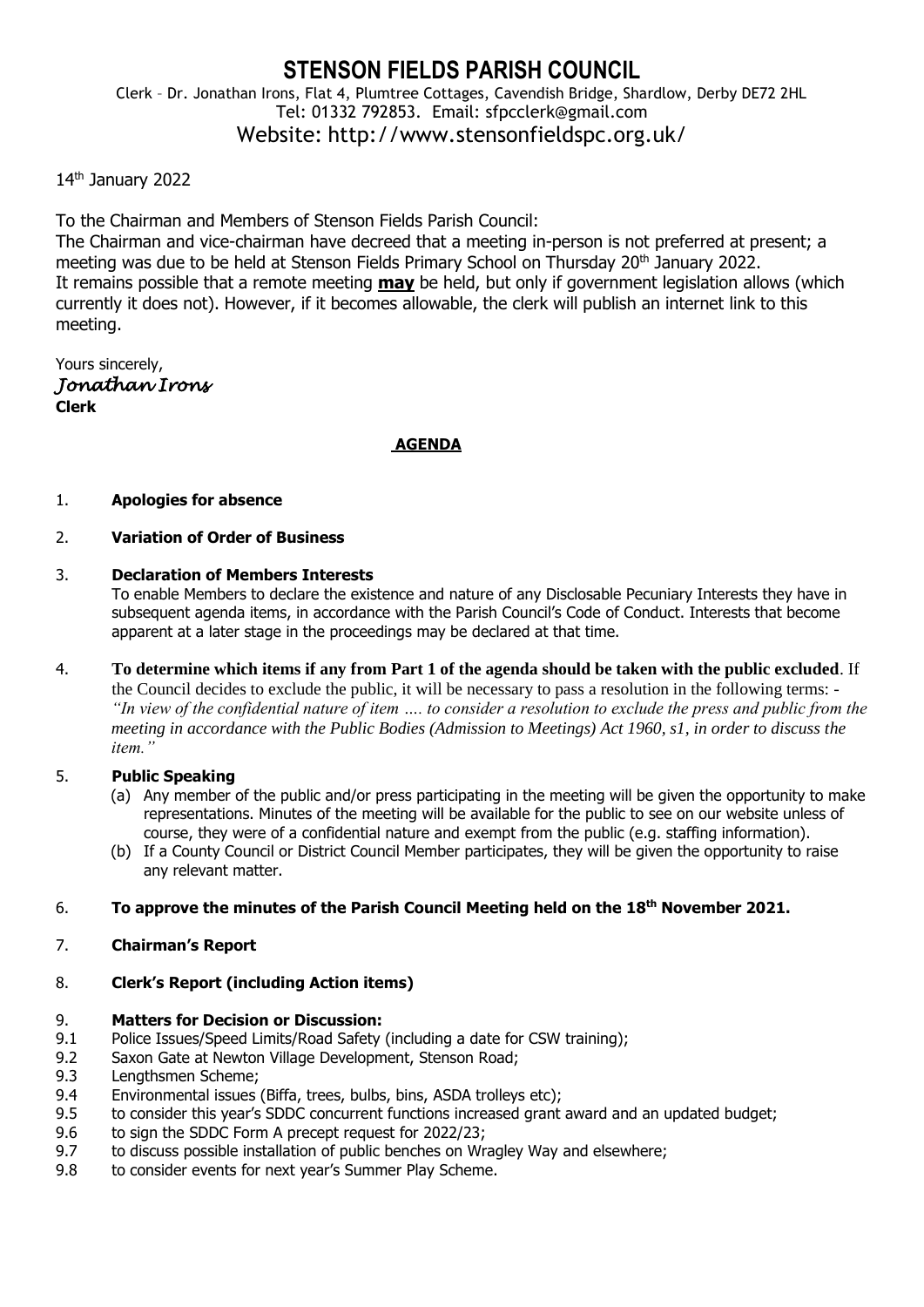# STENSON FIELDS PARISH COUNCIL

Clerk – Dr. Jonathan Irons, Flat 4, Plumtree Cottages, Cavendish Bridge, Shardlow, Derby DE72 2HL
Tel: 01332 792853. Email: sfpcclerk@gmail.com
Website: http://www.stensonfieldspc.org.uk/

14th January 2022

To the Chairman and Members of Stenson Fields Parish Council:
The Chairman and vice-chairman have decreed that a meeting in-person is not preferred at present; a meeting was due to be held at Stenson Fields Primary School on Thursday 20th January 2022.
It remains possible that a remote meeting **may** be held, but only if government legislation allows (which currently it does not). However, if it becomes allowable, the clerk will publish an internet link to this meeting.

Yours sincerely,
*Jonathan Irons*
**Clerk**

## AGENDA

1. **Apologies for absence**

2. **Variation of Order of Business**

3. **Declaration of Members Interests**
   To enable Members to declare the existence and nature of any Disclosable Pecuniary Interests they have in subsequent agenda items, in accordance with the Parish Council's Code of Conduct. Interests that become apparent at a later stage in the proceedings may be declared at that time.

4. **To determine which items if any from Part 1 of the agenda should be taken with the public excluded**. If the Council decides to exclude the public, it will be necessary to pass a resolution in the following terms: - *"In view of the confidential nature of item …. to consider a resolution to exclude the press and public from the meeting in accordance with the Public Bodies (Admission to Meetings) Act 1960, s1, in order to discuss the item."*

5. **Public Speaking**
   (a) Any member of the public and/or press participating in the meeting will be given the opportunity to make representations. Minutes of the meeting will be available for the public to see on our website unless of course, they were of a confidential nature and exempt from the public (e.g. staffing information).
   (b) If a County Council or District Council Member participates, they will be given the opportunity to raise any relevant matter.

6. **To approve the minutes of the Parish Council Meeting held on the 18th November 2021.**

7. **Chairman's Report**

8. **Clerk's Report (including Action items)**

9. **Matters for Decision or Discussion:**
   - 9.1 Police Issues/Speed Limits/Road Safety (including a date for CSW training);
   - 9.2 Saxon Gate at Newton Village Development, Stenson Road;
   - 9.3 Lengthsmen Scheme;
   - 9.4 Environmental issues (Biffa, trees, bulbs, bins, ASDA trolleys etc);
   - 9.5 to consider this year's SDDC concurrent functions increased grant award and an updated budget;
   - 9.6 to sign the SDDC Form A precept request for 2022/23;
   - 9.7 to discuss possible installation of public benches on Wragley Way and elsewhere;
   - 9.8 to consider events for next year's Summer Play Scheme.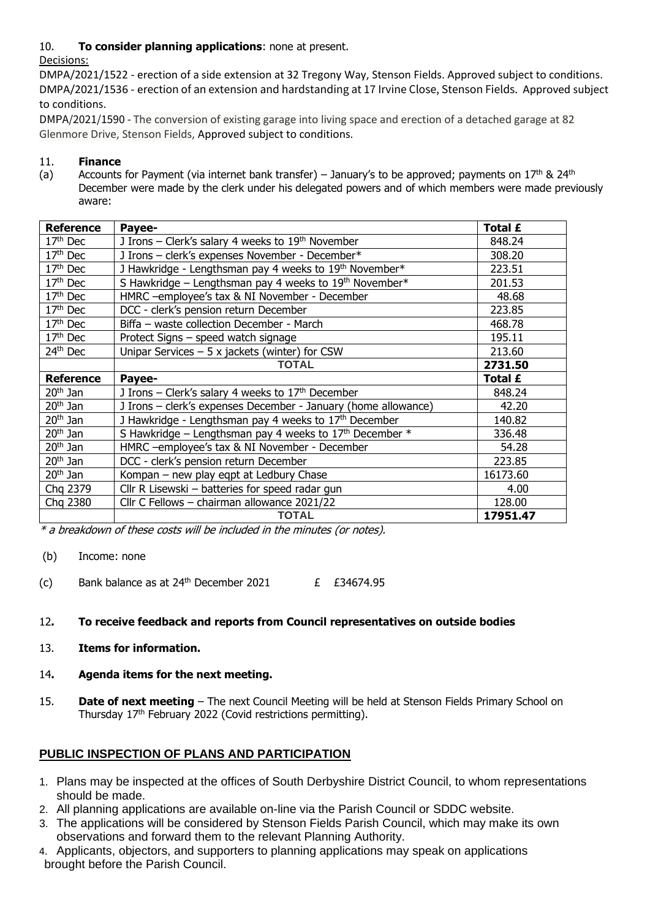10. **To consider planning applications**: none at present.

Decisions:

DMPA/2021/1522 - erection of a side extension at 32 Tregony Way, Stenson Fields. Approved subject to conditions.
DMPA/2021/1536 - erection of an extension and hardstanding at 17 Irvine Close, Stenson Fields. Approved subject to conditions.
DMPA/2021/1590 - The conversion of existing garage into living space and erection of a detached garage at 82 Glenmore Drive, Stenson Fields, Approved subject to conditions.

11. **Finance**

(a) Accounts for Payment (via internet bank transfer) – January's to be approved; payments on 17th & 24th December were made by the clerk under his delegated powers and of which members were made previously aware:

| Reference | Payee- | Total £ |
|---|---|---|
| 17th Dec | J Irons – Clerk's salary 4 weeks to 19th November | 848.24 |
| 17th Dec | J Irons – clerk's expenses November - December* | 308.20 |
| 17th Dec | J Hawkridge - Lengthsman pay 4 weeks to 19th November* | 223.51 |
| 17th Dec | S Hawkridge – Lengthsman pay 4 weeks to 19th November* | 201.53 |
| 17th Dec | HMRC –employee's tax & NI November - December | 48.68 |
| 17th Dec | DCC - clerk's pension return December | 223.85 |
| 17th Dec | Biffa – waste collection December - March | 468.78 |
| 17th Dec | Protect Signs – speed watch signage | 195.11 |
| 24th Dec | Unipar Services – 5 x jackets (winter) for CSW | 213.60 |
| | **TOTAL** | **2731.50** |
| **Reference** | **Payee-** | **Total £** |
| 20th Jan | J Irons – Clerk's salary 4 weeks to 17th December | 848.24 |
| 20th Jan | J Irons – clerk's expenses December - January (home allowance) | 42.20 |
| 20th Jan | J Hawkridge - Lengthsman pay 4 weeks to 17th December | 140.82 |
| 20th Jan | S Hawkridge – Lengthsman pay 4 weeks to 17th December * | 336.48 |
| 20th Jan | HMRC –employee's tax & NI November - December | 54.28 |
| 20th Jan | DCC - clerk's pension return December | 223.85 |
| 20th Jan | Kompan – new play eqpt at Ledbury Chase | 16173.60 |
| Chq 2379 | Cllr R Lisewski – batteries for speed radar gun | 4.00 |
| Chq 2380 | Cllr C Fellows – chairman allowance 2021/22 | 128.00 |
| | **TOTAL** | **17951.47** |

*\* a breakdown of these costs will be included in the minutes (or notes).*

(b) Income: none

(c) Bank balance as at 24th December 2021 £ £34674.95

12**. To receive feedback and reports from Council representatives on outside bodies**

13. **Items for information.**

14**. Agenda items for the next meeting.**

15. **Date of next meeting** – The next Council Meeting will be held at Stenson Fields Primary School on Thursday 17th February 2022 (Covid restrictions permitting).

## PUBLIC INSPECTION OF PLANS AND PARTICIPATION

1. Plans may be inspected at the offices of South Derbyshire District Council, to whom representations should be made.
2. All planning applications are available on-line via the Parish Council or SDDC website.
3. The applications will be considered by Stenson Fields Parish Council, which may make its own observations and forward them to the relevant Planning Authority.
4. Applicants, objectors, and supporters to planning applications may speak on applications brought before the Parish Council.